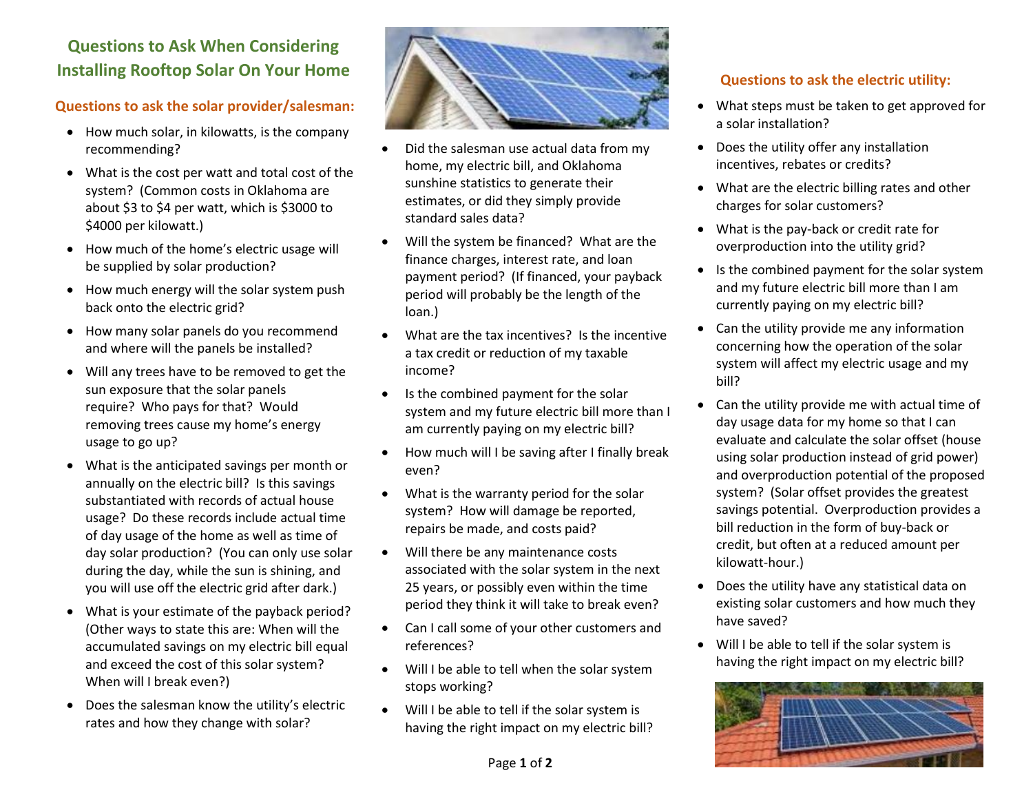# Questions to Ask When Considering Installing Rooftop Solar On Your Home

## Questions to ask the solar provider/salesman:

- How much solar, in kilowatts, is the company recommending?
- What is the cost per watt and total cost of the system? (Common costs in Oklahoma are about $3 to $4 per watt, which is $3000 to $4000 per kilowatt.)
- How much of the home's electric usage will be supplied by solar production?
- How much energy will the solar system push back onto the electric grid?
- How many solar panels do you recommend and where will the panels be installed?
- Will any trees have to be removed to get the sun exposure that the solar panels require? Who pays for that? Would removing trees cause my home's energy usage to go up?
- What is the anticipated savings per month or annually on the electric bill? Is this savings substantiated with records of actual house usage? Do these records include actual time of day usage of the home as well as time of day solar production? (You can only use solar during the day, while the sun is shining, and you will use off the electric grid after dark.)
- What is your estimate of the payback period? (Other ways to state this are: When will the accumulated savings on my electric bill equal and exceed the cost of this solar system? When will I break even?)
- Does the salesman know the utility's electric rates and how they change with solar?
- Did the salesman use actual data from my home, my electric bill, and Oklahoma sunshine statistics to generate their estimates, or did they simply provide standard sales data?
- Will the system be financed? What are the finance charges, interest rate, and loan payment period? (If financed, your payback period will probably be the length of the loan.)
- What are the tax incentives? Is the incentive a tax credit or reduction of my taxable income?
- Is the combined payment for the solar system and my future electric bill more than I am currently paying on my electric bill?
- How much will I be saving after I finally break even?
- What is the warranty period for the solar system? How will damage be reported, repairs be made, and costs paid?
- Will there be any maintenance costs associated with the solar system in the next 25 years, or possibly even within the time period they think it will take to break even?
- Can I call some of your other customers and references?
- Will I be able to tell when the solar system stops working?
- Will I be able to tell if the solar system is having the right impact on my electric bill?

## Questions to ask the electric utility:

- What steps must be taken to get approved for a solar installation?
- Does the utility offer any installation incentives, rebates or credits?
- What are the electric billing rates and other charges for solar customers?
- What is the pay-back or credit rate for overproduction into the utility grid?
- Is the combined payment for the solar system and my future electric bill more than I am currently paying on my electric bill?
- Can the utility provide me any information concerning how the operation of the solar system will affect my electric usage and my bill?
- Can the utility provide me with actual time of day usage data for my home so that I can evaluate and calculate the solar offset (house using solar production instead of grid power) and overproduction potential of the proposed system? (Solar offset provides the greatest savings potential. Overproduction provides a bill reduction in the form of buy-back or credit, but often at a reduced amount per kilowatt-hour.)
- Does the utility have any statistical data on existing solar customers and how much they have saved?
- Will I be able to tell if the solar system is having the right impact on my electric bill?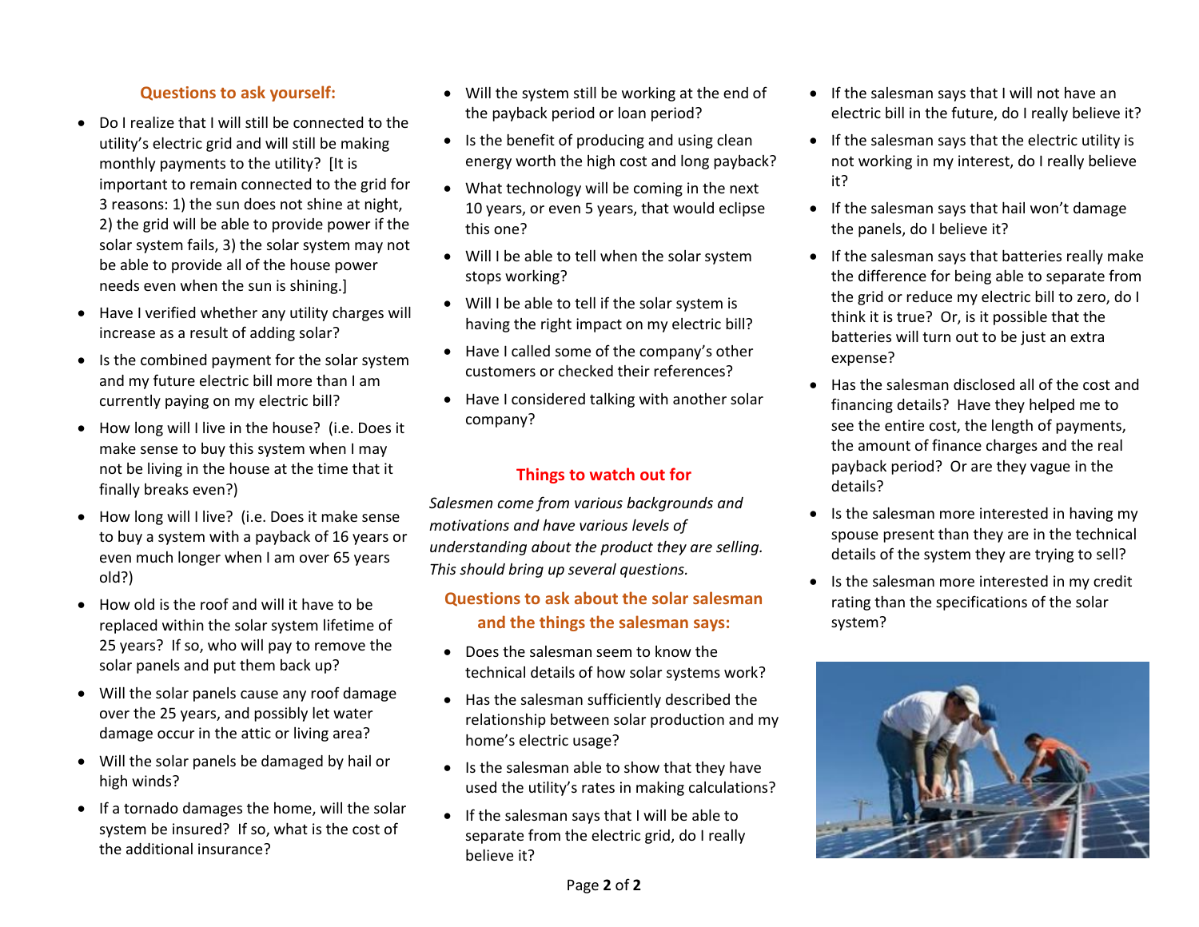## Questions to ask yourself:

- Do I realize that I will still be connected to the utility's electric grid and will still be making monthly payments to the utility? [It is important to remain connected to the grid for 3 reasons: 1) the sun does not shine at night, 2) the grid will be able to provide power if the solar system fails, 3) the solar system may not be able to provide all of the house power needs even when the sun is shining.]
- Have I verified whether any utility charges will increase as a result of adding solar?
- Is the combined payment for the solar system and my future electric bill more than I am currently paying on my electric bill?
- How long will I live in the house? (i.e. Does it make sense to buy this system when I may not be living in the house at the time that it finally breaks even?)
- How long will I live? (i.e. Does it make sense to buy a system with a payback of 16 years or even much longer when I am over 65 years old?)
- How old is the roof and will it have to be replaced within the solar system lifetime of 25 years? If so, who will pay to remove the solar panels and put them back up?
- Will the solar panels cause any roof damage over the 25 years, and possibly let water damage occur in the attic or living area?
- Will the solar panels be damaged by hail or high winds?
- If a tornado damages the home, will the solar system be insured? If so, what is the cost of the additional insurance?
- Will the system still be working at the end of the payback period or loan period?
- Is the benefit of producing and using clean energy worth the high cost and long payback?
- What technology will be coming in the next 10 years, or even 5 years, that would eclipse this one?
- Will I be able to tell when the solar system stops working?
- Will I be able to tell if the solar system is having the right impact on my electric bill?
- Have I called some of the company's other customers or checked their references?
- Have I considered talking with another solar company?

## Things to watch out for

*Salesmen come from various backgrounds and motivations and have various levels of understanding about the product they are selling. This should bring up several questions.*

### Questions to ask about the solar salesman and the things the salesman says:

- Does the salesman seem to know the technical details of how solar systems work?
- Has the salesman sufficiently described the relationship between solar production and my home's electric usage?
- Is the salesman able to show that they have used the utility's rates in making calculations?
- If the salesman says that I will be able to separate from the electric grid, do I really believe it?
- If the salesman says that I will not have an electric bill in the future, do I really believe it?
- If the salesman says that the electric utility is not working in my interest, do I really believe it?
- If the salesman says that hail won't damage the panels, do I believe it?
- If the salesman says that batteries really make the difference for being able to separate from the grid or reduce my electric bill to zero, do I think it is true? Or, is it possible that the batteries will turn out to be just an extra expense?
- Has the salesman disclosed all of the cost and financing details? Have they helped me to see the entire cost, the length of payments, the amount of finance charges and the real payback period? Or are they vague in the details?
- Is the salesman more interested in having my spouse present than they are in the technical details of the system they are trying to sell?
- Is the salesman more interested in my credit rating than the specifications of the solar system?